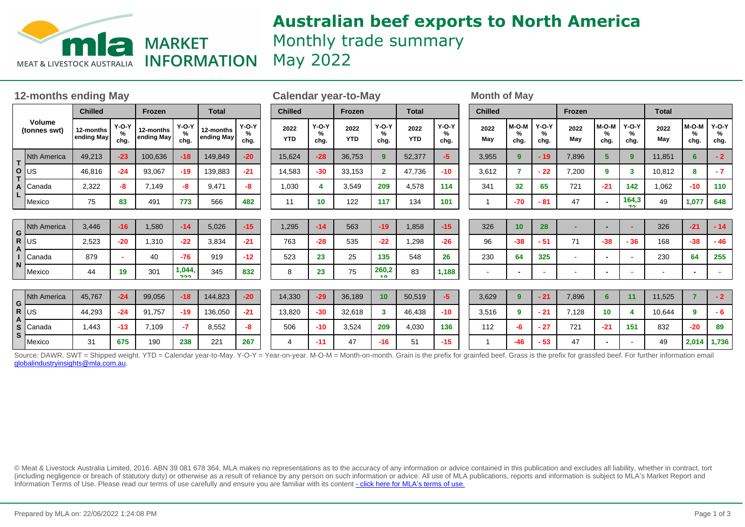# Australian beef exports to North America

## Monthly trade summary

## May 2022

### 12-months ending May

| Volume (tonnes swt) | | Chilled | | Frozen | | Total | |
|---|---|---|---|---|---|---|---|
| | | 12-months ending May | Y-O-Y % chg. | 12-months ending May | Y-O-Y % chg. | 12-months ending May | Y-O-Y % chg. |
| TOTAL | Nth America | 49,213 | -23 | 100,636 | -18 | 149,849 | -20 |
| | US | 46,816 | -24 | 93,067 | -19 | 139,883 | -21 |
| | Canada | 2,322 | -8 | 7,149 | -8 | 9,471 | -8 |
| | Mexico | 75 | 83 | 491 | 773 | 566 | 482 |
| GRAIN | Nth America | 3,446 | -16 | 1,580 | -14 | 5,026 | -15 |
| | US | 2,523 | -20 | 1,310 | -22 | 3,834 | -21 |
| | Canada | 879 | - | 40 | -76 | 919 | -12 |
| | Mexico | 44 | 19 | 301 | 1,044,733 | 345 | 832 |
| GRASS | Nth America | 45,767 | -24 | 99,056 | -18 | 144,823 | -20 |
| | US | 44,293 | -24 | 91,757 | -19 | 136,050 | -21 |
| | Canada | 1,443 | -13 | 7,109 | -7 | 8,552 | -8 |
| | Mexico | 31 | 675 | 190 | 238 | 221 | 267 |

### Calendar year-to-May

| Volume (tonnes swt) | | Chilled | | Frozen | | Total | |
|---|---|---|---|---|---|---|---|
| | | 2022 YTD | Y-O-Y % chg. | 2022 YTD | Y-O-Y % chg. | 2022 YTD | Y-O-Y % chg. |
| TOTAL | Nth America | 15,624 | -28 | 36,753 | 9 | 52,377 | -5 |
| | US | 14,583 | -30 | 33,153 | 2 | 47,736 | -10 |
| | Canada | 1,030 | 4 | 3,549 | 209 | 4,578 | 114 |
| | Mexico | 11 | 10 | 122 | 117 | 134 | 101 |
| GRAIN | Nth America | 1,295 | -14 | 563 | -19 | 1,858 | -15 |
| | US | 763 | -28 | 535 | -22 | 1,298 | -26 |
| | Canada | 523 | 23 | 25 | 135 | 548 | 26 |
| | Mexico | 8 | 23 | 75 | 260,218 | 83 | 1,188 |
| GRASS | Nth America | 14,330 | -29 | 36,189 | 10 | 50,519 | -5 |
| | US | 13,820 | -30 | 32,618 | 3 | 46,438 | -10 |
| | Canada | 506 | -10 | 3,524 | 209 | 4,030 | 136 |
| | Mexico | 4 | -11 | 47 | -16 | 51 | -15 |

### Month of May

| Volume (tonnes swt) | | Chilled | | | Frozen | | | Total | | |
|---|---|---|---|---|---|---|---|---|---|---|
| | | 2022 May | M-O-M % chg. | Y-O-Y % chg. | 2022 May | M-O-M % chg. | Y-O-Y % chg. | 2022 May | M-O-M % chg. | Y-O-Y % chg. |
| TOTAL | Nth America | 3,955 | 9 | - 19 | 7,896 | 5 | 9 | 11,851 | 6 | - 2 |
| | US | 3,612 | 7 | - 22 | 7,200 | 9 | 3 | 10,812 | 8 | - 7 |
| | Canada | 341 | 32 | 65 | 721 | -21 | 142 | 1,062 | -10 | 110 |
| | Mexico | 1 | -70 | - 81 | 47 | - | 164,373 | 49 | 1,077 | 648 |
| GRAIN | Nth America | 326 | 10 | 28 | - | - | - | 326 | -21 | - 14 |
| | US | 96 | -38 | - 51 | 71 | -38 | - 36 | 168 | -38 | - 46 |
| | Canada | 230 | 64 | 325 | - | - | - | 230 | 64 | 255 |
| | Mexico | - | - | - | - | - | - | - | - | - |
| GRASS | Nth America | 3,629 | 9 | - 21 | 7,896 | 6 | 11 | 11,525 | 7 | - 2 |
| | US | 3,516 | 9 | - 21 | 7,128 | 10 | 4 | 10,644 | 9 | - 6 |
| | Canada | 112 | -6 | - 27 | 721 | -21 | 151 | 832 | -20 | 89 |
| | Mexico | 1 | -46 | - 53 | 47 | - | - | 49 | 2,014 | 1,736 |

Source: DAWR. SWT = Shipped weight. YTD = Calendar year-to-May. Y-O-Y = Year-on-year. M-O-M = Month-on-month. Grain is the prefix for grainfed beef. Grass is the prefix for grassfed beef. For further information email globalindustryinsights@mla.com.au.

© Meat & Livestock Australia Limited, 2016. ABN 39 081 678 364. MLA makes no representations as to the accuracy of any information or advice contained in this publication and excludes all liability, whether in contract, tort (including negligence or breach of statutory duty) or otherwise as a result of reliance by any person on such information or advice. All use of MLA publications, reports and information is subject to MLA's Market Report and Information Terms of Use. Please read our terms of use carefully and ensure you are familiar with its content - click here for MLA's terms of use.

Prepared by MLA on: 22/06/2022 1:24:08 PM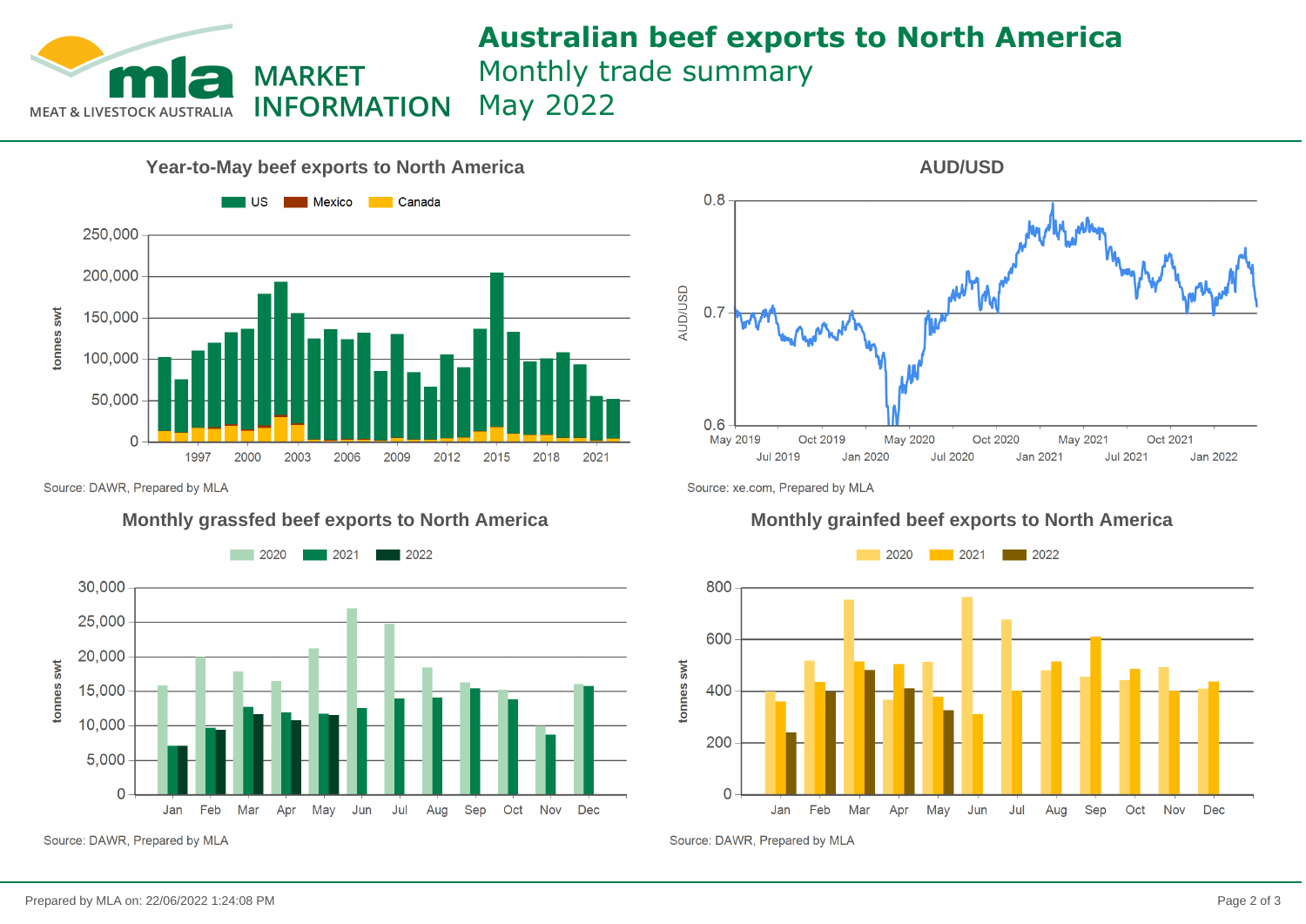# Australian beef exports to North America

Monthly trade summary

May 2022

MEAT & LIVESTOCK AUSTRALIA — MARKET INFORMATION

## Year-to-May beef exports to North America

US | Mexico | Canada

tonnes swt

Source: DAWR, Prepared by MLA

## AUD/USD

Source: xe.com, Prepared by MLA

## Monthly grassfed beef exports to North America

2020 | 2021 | 2022

tonnes swt

Source: DAWR, Prepared by MLA

## Monthly grainfed beef exports to North America

2020 | 2021 | 2022

tonnes swt

Source: DAWR, Prepared by MLA

Prepared by MLA on: 22/06/2022 1:24:08 PM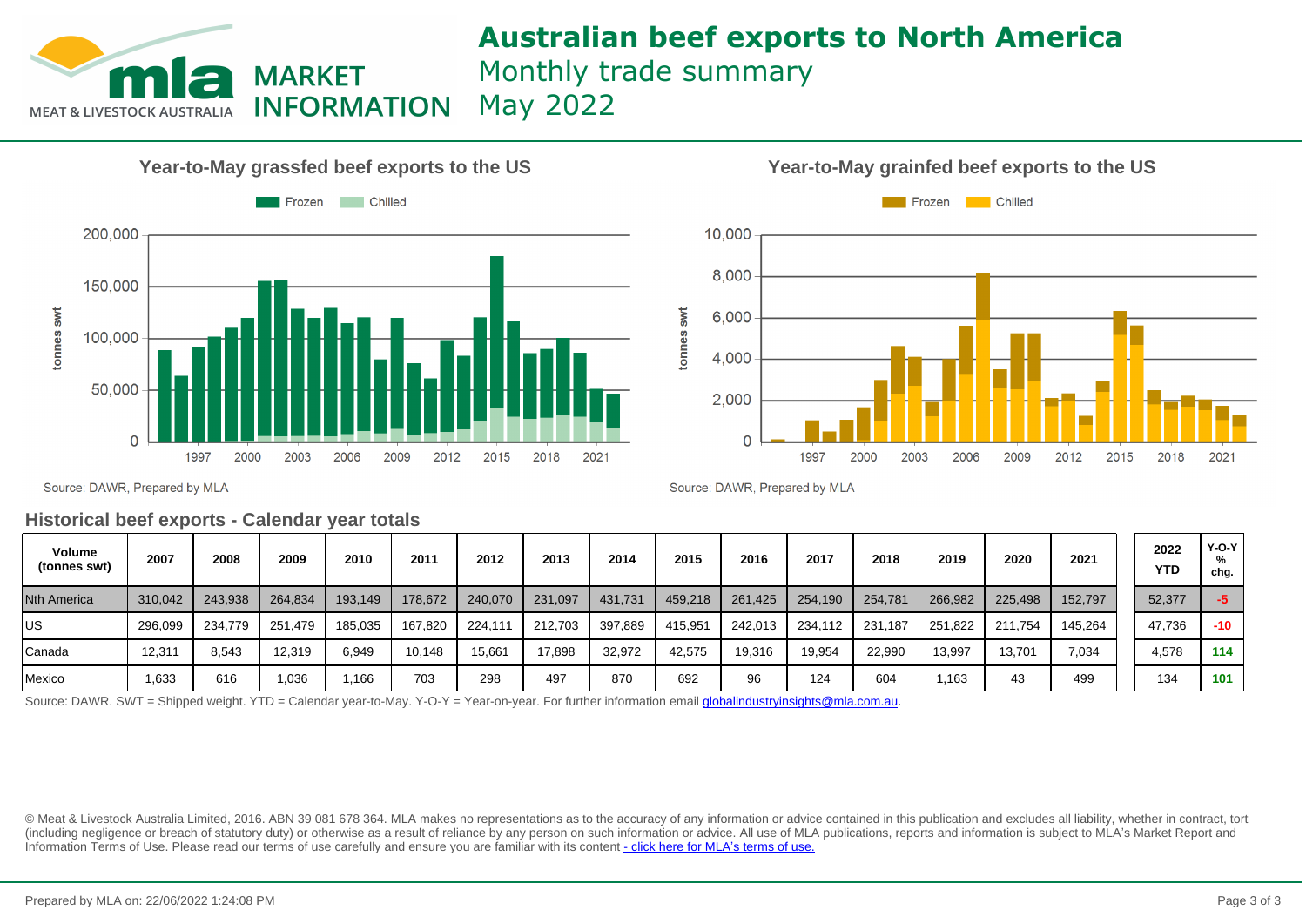# Australian beef exports to North America

Monthly trade summary

May 2022

## Year-to-May grassfed beef exports to the US

Frozen
Chilled

tonnes swt

200,000
150,000
100,000
50,000
0

1997
2000
2003
2006
2009
2012
2015
2018
2021

Source: DAWR, Prepared by MLA

## Year-to-May grainfed beef exports to the US

Frozen
Chilled

tonnes swt

10,000
8,000
6,000
4,000
2,000
0

1997
2000
2003
2006
2009
2012
2015
2018
2021

Source: DAWR, Prepared by MLA

## Historical beef exports - Calendar year totals

| Volume (tonnes swt) | 2007 | 2008 | 2009 | 2010 | 2011 | 2012 | 2013 | 2014 | 2015 | 2016 | 2017 | 2018 | 2019 | 2020 | 2021 | 2022 YTD | Y-O-Y % chg. |
|---|---|---|---|---|---|---|---|---|---|---|---|---|---|---|---|---|---|
| Nth America | 310,042 | 243,938 | 264,834 | 193,149 | 178,672 | 240,070 | 231,097 | 431,731 | 459,218 | 261,425 | 254,190 | 254,781 | 266,982 | 225,498 | 152,797 | 52,377 | -5 |
| US | 296,099 | 234,779 | 251,479 | 185,035 | 167,820 | 224,111 | 212,703 | 397,889 | 415,951 | 242,013 | 234,112 | 231,187 | 251,822 | 211,754 | 145,264 | 47,736 | -10 |
| Canada | 12,311 | 8,543 | 12,319 | 6,949 | 10,148 | 15,661 | 17,898 | 32,972 | 42,575 | 19,316 | 19,954 | 22,990 | 13,997 | 13,701 | 7,034 | 4,578 | 114 |
| Mexico | 1,633 | 616 | 1,036 | 1,166 | 703 | 298 | 497 | 870 | 692 | 96 | 124 | 604 | 1,163 | 43 | 499 | 134 | 101 |

Source: DAWR. SWT = Shipped weight. YTD = Calendar year-to-May. Y-O-Y = Year-on-year. For further information email globalindustryinsights@mla.com.au.

© Meat & Livestock Australia Limited, 2016. ABN 39 081 678 364. MLA makes no representations as to the accuracy of any information or advice contained in this publication and excludes all liability, whether in contract, tort (including negligence or breach of statutory duty) or otherwise as a result of reliance by any person on such information or advice. All use of MLA publications, reports and information is subject to MLA's Market Report and Information Terms of Use. Please read our terms of use carefully and ensure you are familiar with its content - click here for MLA's terms of use.

Prepared by MLA on: 22/06/2022 1:24:08 PM